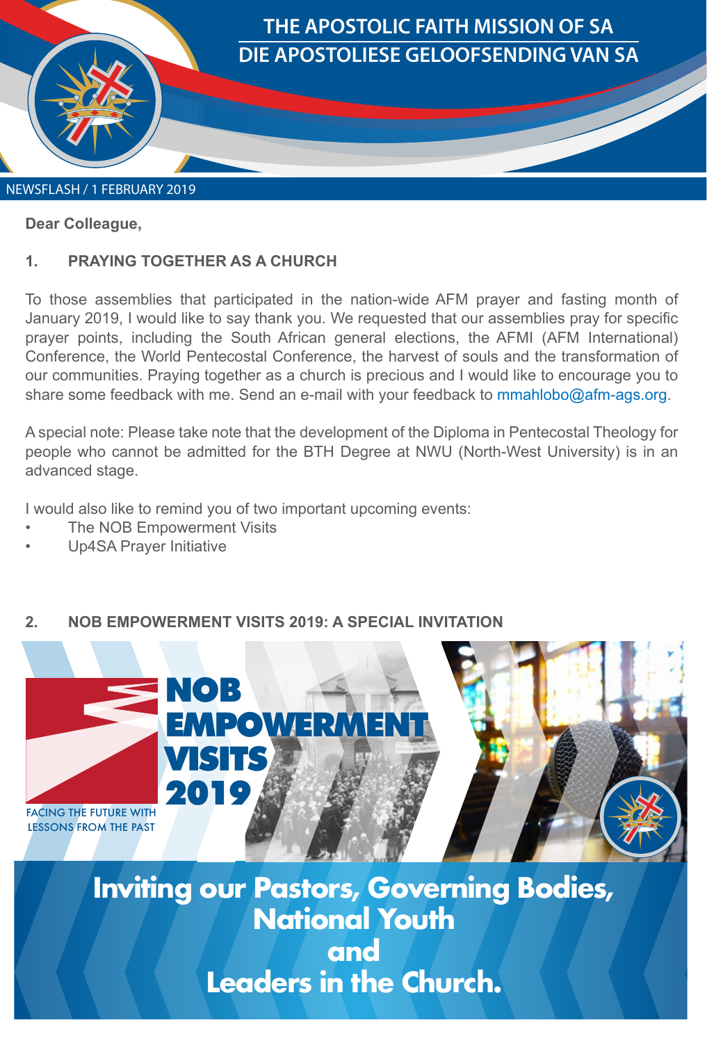# THE APOSTOLIC FAITH MISSION OF SA
# DIE APOSTOLIESE GELOOFSENDING VAN SA

NEWSFLASH / 1 FEBRUARY 2019

**Dear Colleague,**

## 1. PRAYING TOGETHER AS A CHURCH

To those assemblies that participated in the nation-wide AFM prayer and fasting month of January 2019, I would like to say thank you. We requested that our assemblies pray for specific prayer points, including the South African general elections, the AFMI (AFM International) Conference, the World Pentecostal Conference, the harvest of souls and the transformation of our communities. Praying together as a church is precious and I would like to encourage you to share some feedback with me. Send an e-mail with your feedback to mmahlobo@afm-ags.org.

A special note: Please take note that the development of the Diploma in Pentecostal Theology for people who cannot be admitted for the BTH Degree at NWU (North-West University) is in an advanced stage.

I would also like to remind you of two important upcoming events:

- The NOB Empowerment Visits
- Up4SA Prayer Initiative

## 2. NOB EMPOWERMENT VISITS 2019: A SPECIAL INVITATION

**NOB EMPOWERMENT VISITS 2019**

FACING THE FUTURE WITH LESSONS FROM THE PAST

**Inviting our Pastors, Governing Bodies, National Youth and Leaders in the Church.**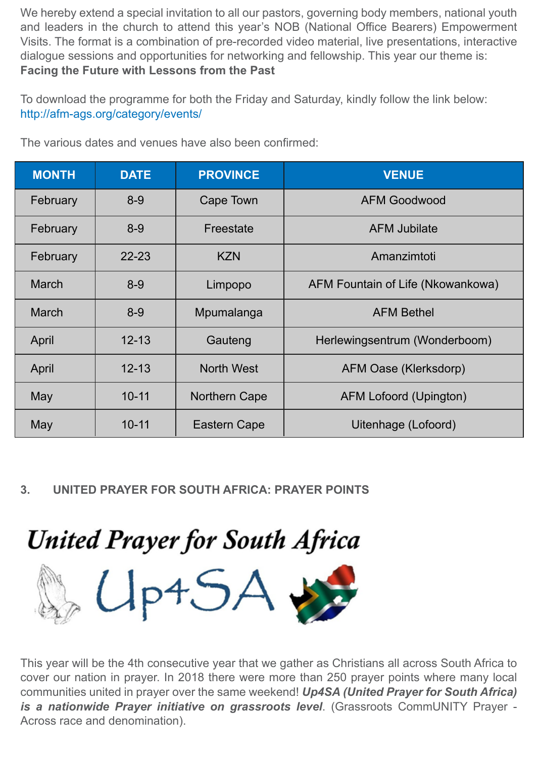We hereby extend a special invitation to all our pastors, governing body members, national youth and leaders in the church to attend this year's NOB (National Office Bearers) Empowerment Visits. The format is a combination of pre-recorded video material, live presentations, interactive dialogue sessions and opportunities for networking and fellowship. This year our theme is:
**Facing the Future with Lessons from the Past**

To download the programme for both the Friday and Saturday, kindly follow the link below:
http://afm-ags.org/category/events/

The various dates and venues have also been confirmed:

| MONTH | DATE | PROVINCE | VENUE |
|---|---|---|---|
| February | 8-9 | Cape Town | AFM Goodwood |
| February | 8-9 | Freestate | AFM Jubilate |
| February | 22-23 | KZN | Amanzimtoti |
| March | 8-9 | Limpopo | AFM Fountain of Life (Nkowankowa) |
| March | 8-9 | Mpumalanga | AFM Bethel |
| April | 12-13 | Gauteng | Herlewingsentrum (Wonderboom) |
| April | 12-13 | North West | AFM Oase (Klerksdorp) |
| May | 10-11 | Northern Cape | AFM Lofoord (Upington) |
| May | 10-11 | Eastern Cape | Uitenhage (Lofoord) |

## 3. UNITED PRAYER FOR SOUTH AFRICA: PRAYER POINTS

United Prayer for South Africa

Up4SA

This year will be the 4th consecutive year that we gather as Christians all across South Africa to cover our nation in prayer. In 2018 there were more than 250 prayer points where many local communities united in prayer over the same weekend! ***Up4SA (United Prayer for South Africa) is a nationwide Prayer initiative on grassroots level***. (Grassroots CommUNITY Prayer - Across race and denomination).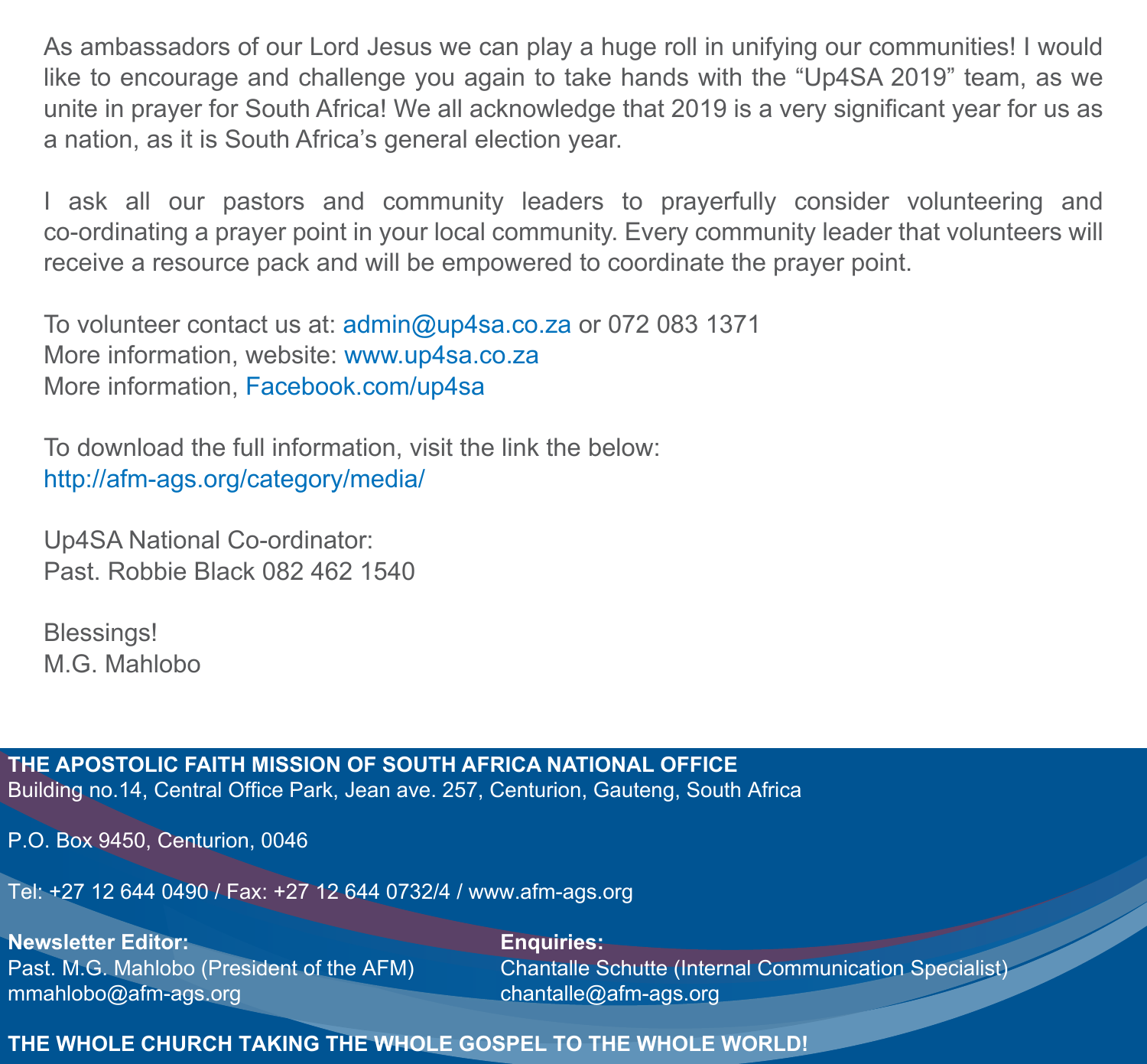As ambassadors of our Lord Jesus we can play a huge roll in unifying our communities! I would like to encourage and challenge you again to take hands with the "Up4SA 2019" team, as we unite in prayer for South Africa! We all acknowledge that 2019 is a very significant year for us as a nation, as it is South Africa's general election year.

I ask all our pastors and community leaders to prayerfully consider volunteering and co-ordinating a prayer point in your local community. Every community leader that volunteers will receive a resource pack and will be empowered to coordinate the prayer point.

To volunteer contact us at: admin@up4sa.co.za or 072 083 1371
More information, website: www.up4sa.co.za
More information, Facebook.com/up4sa

To download the full information, visit the link the below:
http://afm-ags.org/category/media/

Up4SA National Co-ordinator:
Past. Robbie Black 082 462 1540

Blessings!
M.G. Mahlobo

**THE APOSTOLIC FAITH MISSION OF SOUTH AFRICA NATIONAL OFFICE**
Building no.14, Central Office Park, Jean ave. 257, Centurion, Gauteng, South Africa

P.O. Box 9450, Centurion, 0046

Tel: +27 12 644 0490 / Fax: +27 12 644 0732/4 / www.afm-ags.org

**Newsletter Editor:**
Past. M.G. Mahlobo (President of the AFM)
mmahlobo@afm-ags.org

**Enquiries:**
Chantalle Schutte (Internal Communication Specialist)
chantalle@afm-ags.org

**THE WHOLE CHURCH TAKING THE WHOLE GOSPEL TO THE WHOLE WORLD!**